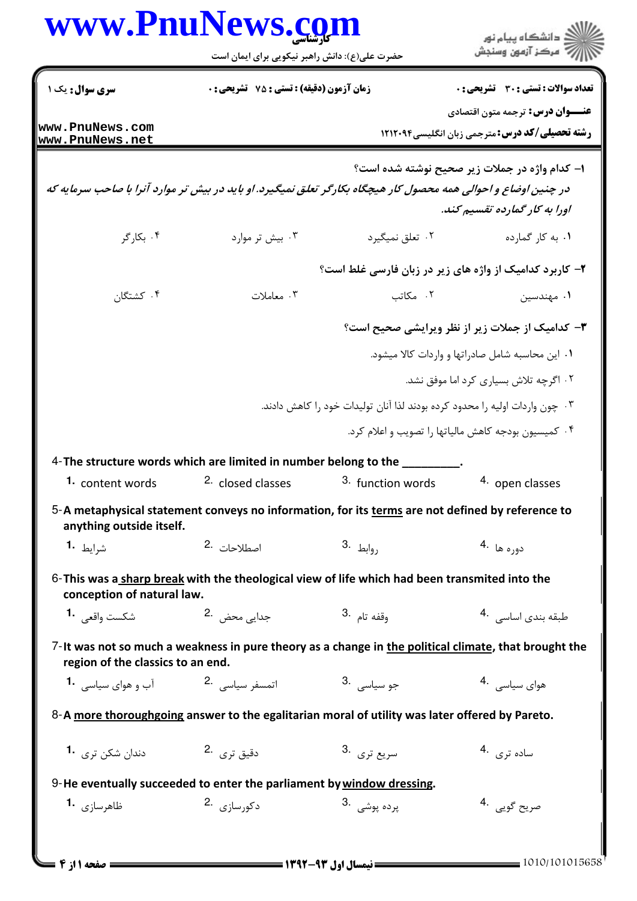**تعداد سوالات: تستی: ۳۰ تشریحی: ۰** | **زمان آزمون (دقیقه): تستی: ۷۵ تشریحی: ۰** | **سری سوال: یک ۱**

**عنـــوان درس:** ترجمه متون اقتصادی

**رشته تحصیلی/کد درس:** مترجمی زبان انگلیسی۱۲۱۲۰۹۴

۱- کدام واژه در جملات زیر صحیح نوشته شده است؟

*در چنین اوضاع و احوالی همه محصول کار هیچگاه بکارگر تعلق نمیگیرد. او باید در بیش تر موارد آنرا با صاحب سرمایه که اورا به کار گمارده تقسیم کند.*

۱. به کار گمارده
۲. تعلق نمیگیرد
۳. بیش تر موارد
۴. بکارگر

۲- کاربرد کدامیک از واژه های زیر در زبان فارسی غلط است؟

۱. مهندسین
۲. مکاتب
۳. معاملات
۴. کشتگان

۳- کدامیک از جملات زیر از نظر ویرایشی صحیح است؟

۱. این محاسبه شامل صادراتها و واردات کالا میشود.
۲. اگرچه تلاش بسیاری کرد اما موفق نشد.
۳. چون واردات اولیه را محدود کرده بودند لذا آنان تولیدات خود را کاهش دادند.
۴. کمیسیون بودجه کاهش مالیاتها را تصویب و اعلام کرد.

4-The structure words which are limited in number belong to the _________.

1. content words
2. closed classes
3. function words
4. open classes

5-A metaphysical statement conveys no information, for its <u>terms</u> are not defined by reference to anything outside itself.

1. شرایط
2. اصطلاحات
3. روابط
4. دوره ها

6-This was a <u>sharp break</u> with the theological view of life which had been transmited into the conception of natural law.

1. شکست واقعی
2. جدایی محض
3. وقفه تام
4. طبقه بندی اساسی

7-It was not so much a weakness in pure theory as a change in <u>the political climate</u>, that brought the region of the classics to an end.

1. آب و هوای سیاسی
2. اتمسفر سیاسی
3. جو سیاسی
4. هوای سیاسی

8-A <u>more thoroughgoing</u> answer to the egalitarian moral of utility was later offered by Pareto.

1. دندان شکن تری
2. دقیق تری
3. سریع تری
4. ساده تری

9-He eventually succeeded to enter the parliament by <u>window dressing</u>.

1. ظاهرسازی
2. دکورسازی
3. پرده پوشی
4. صریح گویی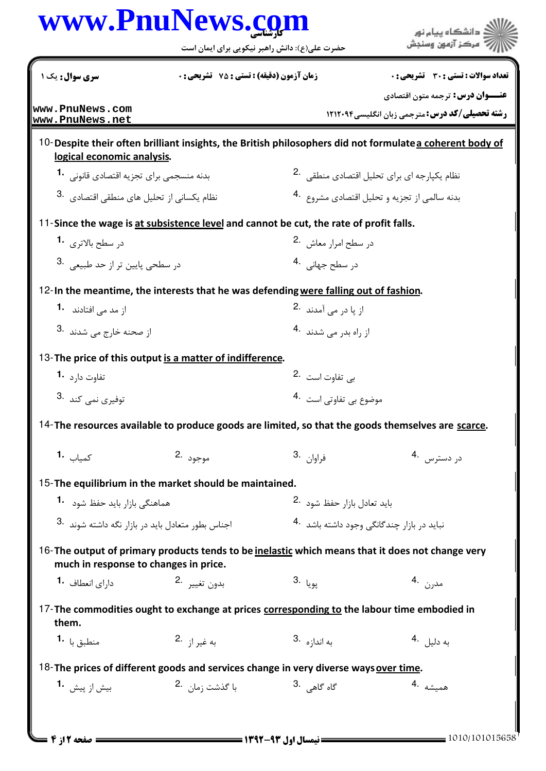10- Despite their often brilliant insights, the British philosophers did not formulate <u>a coherent body of logical economic analysis</u>.

1. بدنه منسجمی برای تجزیه اقتصادی قانونی
2. نظام یکپارچه ای برای تحلیل اقتصادی منطقی
3. نظام یکسانی از تحلیل های منطقی اقتصادی
4. بدنه سالمی از تجزیه و تحلیل اقتصادی مشروع

11- Since the wage is <u>at subsistence level</u> and cannot be cut, the rate of profit falls.

1. در سطح بالاتری
2. در سطح امرار معاش
3. در سطحی پایین تر از حد طبیعی
4. در سطح جهانی

12- In the meantime, the interests that he was defending <u>were falling out of fashion</u>.

1. از مد می افتادند
2. از پا در می آمدند
3. از صحنه خارج می شدند
4. از راه بدر می شدند

13- The price of this output <u>is a matter of indifference</u>.

1. تفاوت دارد
2. بی تفاوت است
3. توفیری نمی کند
4. موضوع بی تفاوتی است

14- The resources available to produce goods are limited, so that the goods themselves are <u>scarce</u>.

1. کمیاب
2. موجود
3. فراوان
4. در دسترس

15- The equilibrium in the market should be maintained.

1. هماهنگی بازار باید حفظ شود
2. باید تعادل بازار حفظ شود
3. اجناس بطور متعادل باید در بازار نگه داشته شوند
4. نباید در بازار چندگانگی وجود داشته باشد

16- The output of primary products tends to be <u>inelastic</u> which means that it does not change very much in response to changes in price.

1. دارای انعطاف
2. بدون تغییر
3. پویا
4. مدرن

17- The commodities ought to exchange at prices <u>corresponding to</u> the labour time embodied in them.

1. منطبق با
2. به غیر از
3. به اندازه
4. به دلیل

18- The prices of different goods and services change in very diverse ways <u>over time</u>.

1. بیش از پیش
2. با گذشت زمان
3. گاه گاهی
4. همیشه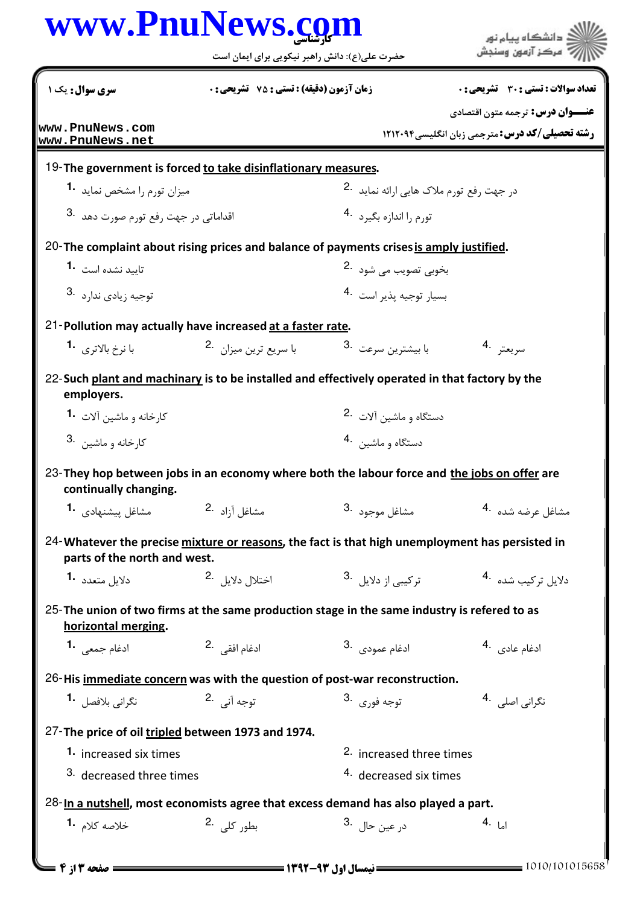19- **The government is forced to take disinflationary measures.**

1. میزان تورم را مشخص نماید
2. در جهت رفع تورم ملاک هایی ارائه نماید
3. اقداماتی در جهت رفع تورم صورت دهد
4. تورم را اندازه بگیرد

20- **The complaint about rising prices and balance of payments crises is amply justified.**

1. تایید نشده است
2. بخوبی تصویب می شود
3. توجیه زیادی ندارد
4. بسیار توجیه پذیر است

21- **Pollution may actually have increased at a faster rate.**

1. با نرخ بالاتری
2. با سریع ترین میزان
3. با بیشترین سرعت
4. سریعتر

22- **Such plant and machinary is to be installed and effectively operated in that factory by the employers.**

1. کارخانه و ماشین آلات
2. دستگاه و ماشین آلات
3. کارخانه و ماشین
4. دستگاه و ماشین

23- **They hop between jobs in an economy where both the labour force and the jobs on offer are continually changing.**

1. مشاغل پیشنهادی
2. مشاغل آزاد
3. مشاغل موجود
4. مشاغل عرضه شده

24- **Whatever the precise mixture or reasons, the fact is that high unemployment has persisted in parts of the north and west.**

1. دلایل متعدد
2. اختلال دلایل
3. ترکیبی از دلایل
4. دلایل ترکیب شده

25- **The union of two firms at the same production stage in the same industry is refered to as horizontal merging.**

1. ادغام جمعی
2. ادغام افقی
3. ادغام عمودی
4. ادغام عادی

26- **His immediate concern was with the question of post-war reconstruction.**

1. نگرانی بلافصل
2. توجه آنی
3. توجه فوری
4. نگرانی اصلی

27- **The price of oil tripled between 1973 and 1974.**

1. increased six times
2. increased three times
3. decreased three times
4. decreased six times

28- **In a nutshell, most economists agree that excess demand has also played a part.**

1. خلاصه کلام
2. بطور کلی
3. در عین حال
4. اما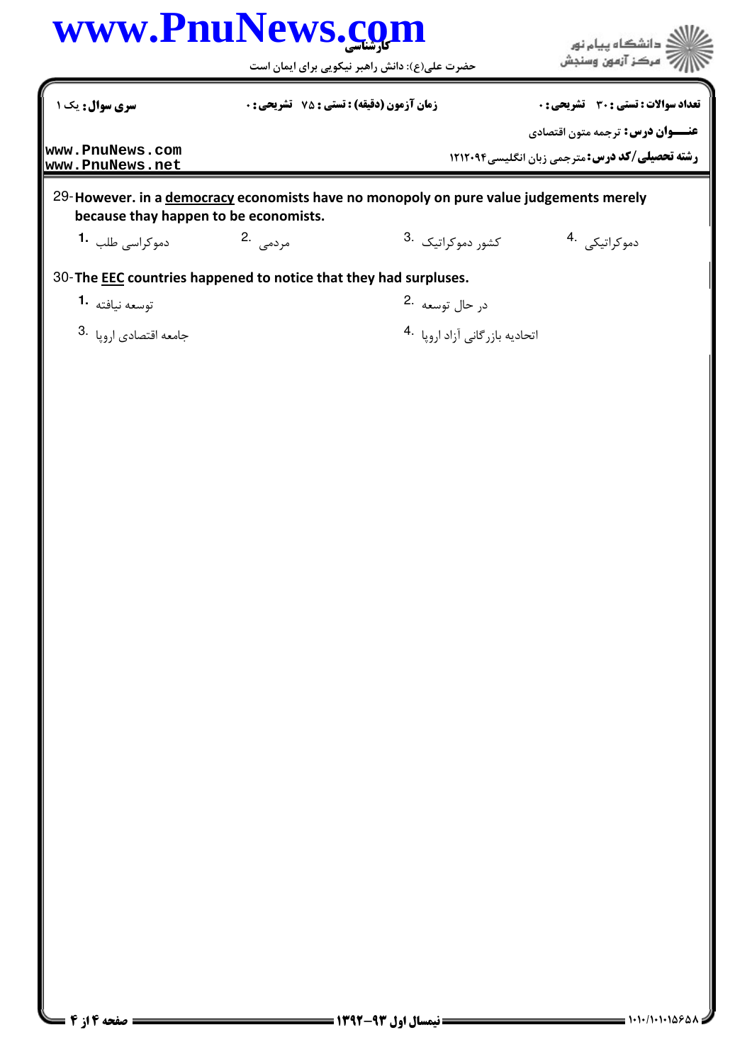29- However. in a democracy economists have no monopoly on pure value judgements merely because thay happen to be economists.

1. دموکراسی طلب
2. مردمی
3. کشور دموکراتیک
4. دموکراتیکی

30- The EEC countries happened to notice that they had surpluses.

1. توسعه نیافته
2. در حال توسعه
3. جامعه اقتصادی اروپا
4. اتحادیه بازرگانی آزاد اروپا